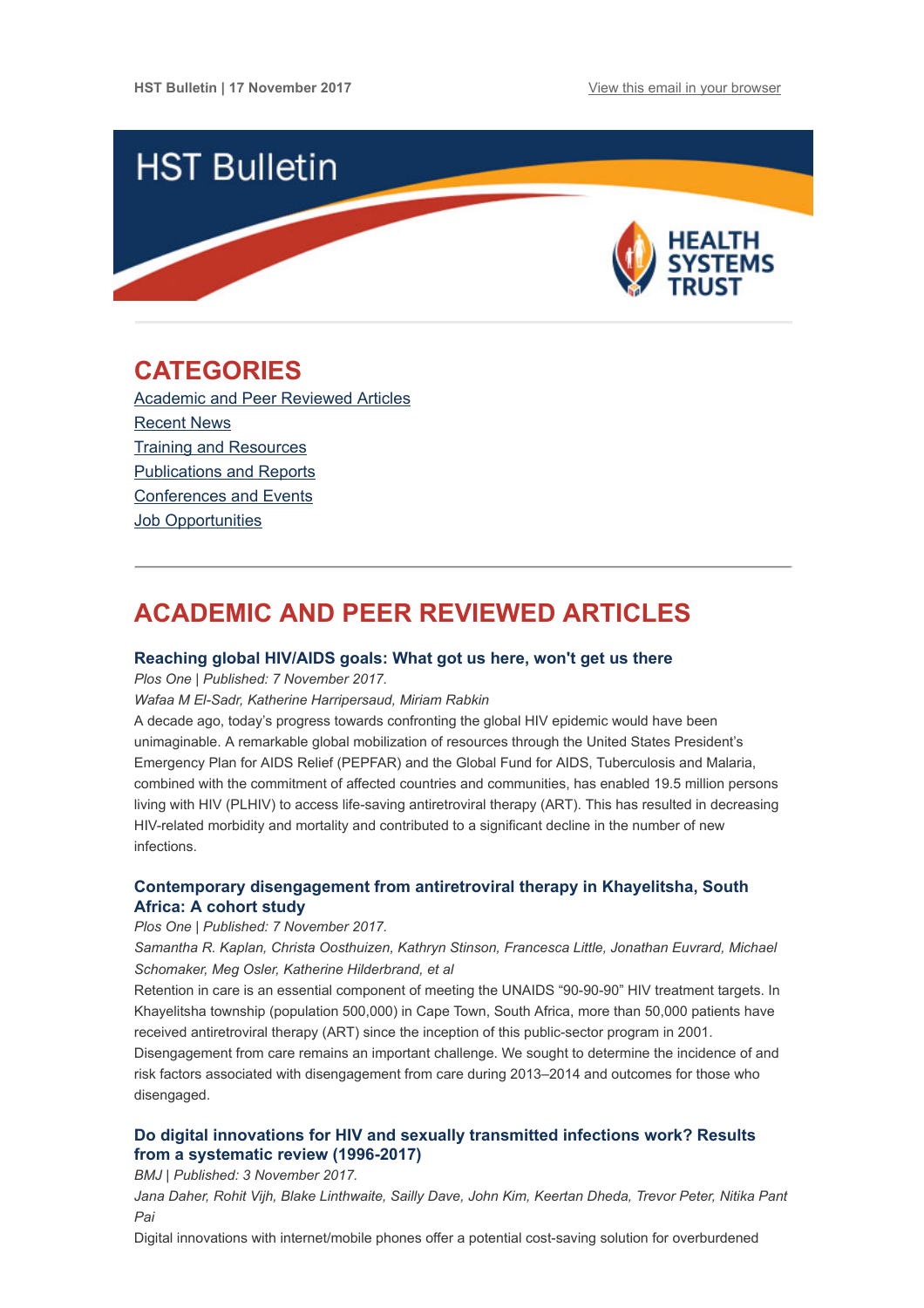HST Bulletin | 17 November 2017

View this email in your browser

# HST Bulletin

## CATEGORIES

Academic and Peer Reviewed Articles
Recent News
Training and Resources
Publications and Reports
Conferences and Events
Job Opportunities

## ACADEMIC AND PEER REVIEWED ARTICLES

### Reaching global HIV/AIDS goals: What got us here, won't get us there

*Plos One | Published: 7 November 2017.*

*Wafaa M El-Sadr, Katherine Harripersaud, Miriam Rabkin*

A decade ago, today's progress towards confronting the global HIV epidemic would have been unimaginable. A remarkable global mobilization of resources through the United States President's Emergency Plan for AIDS Relief (PEPFAR) and the Global Fund for AIDS, Tuberculosis and Malaria, combined with the commitment of affected countries and communities, has enabled 19.5 million persons living with HIV (PLHIV) to access life-saving antiretroviral therapy (ART). This has resulted in decreasing HIV-related morbidity and mortality and contributed to a significant decline in the number of new infections.

### Contemporary disengagement from antiretroviral therapy in Khayelitsha, South Africa: A cohort study

*Plos One | Published: 7 November 2017.*

*Samantha R. Kaplan, Christa Oosthuizen, Kathryn Stinson, Francesca Little, Jonathan Euvrard, Michael Schomaker, Meg Osler, Katherine Hilderbrand, et al*

Retention in care is an essential component of meeting the UNAIDS "90-90-90" HIV treatment targets. In Khayelitsha township (population 500,000) in Cape Town, South Africa, more than 50,000 patients have received antiretroviral therapy (ART) since the inception of this public-sector program in 2001. Disengagement from care remains an important challenge. We sought to determine the incidence of and risk factors associated with disengagement from care during 2013–2014 and outcomes for those who disengaged.

### Do digital innovations for HIV and sexually transmitted infections work? Results from a systematic review (1996-2017)

*BMJ | Published: 3 November 2017.*

*Jana Daher, Rohit Vijh, Blake Linthwaite, Sailly Dave, John Kim, Keertan Dheda, Trevor Peter, Nitika Pant Pai*

Digital innovations with internet/mobile phones offer a potential cost-saving solution for overburdened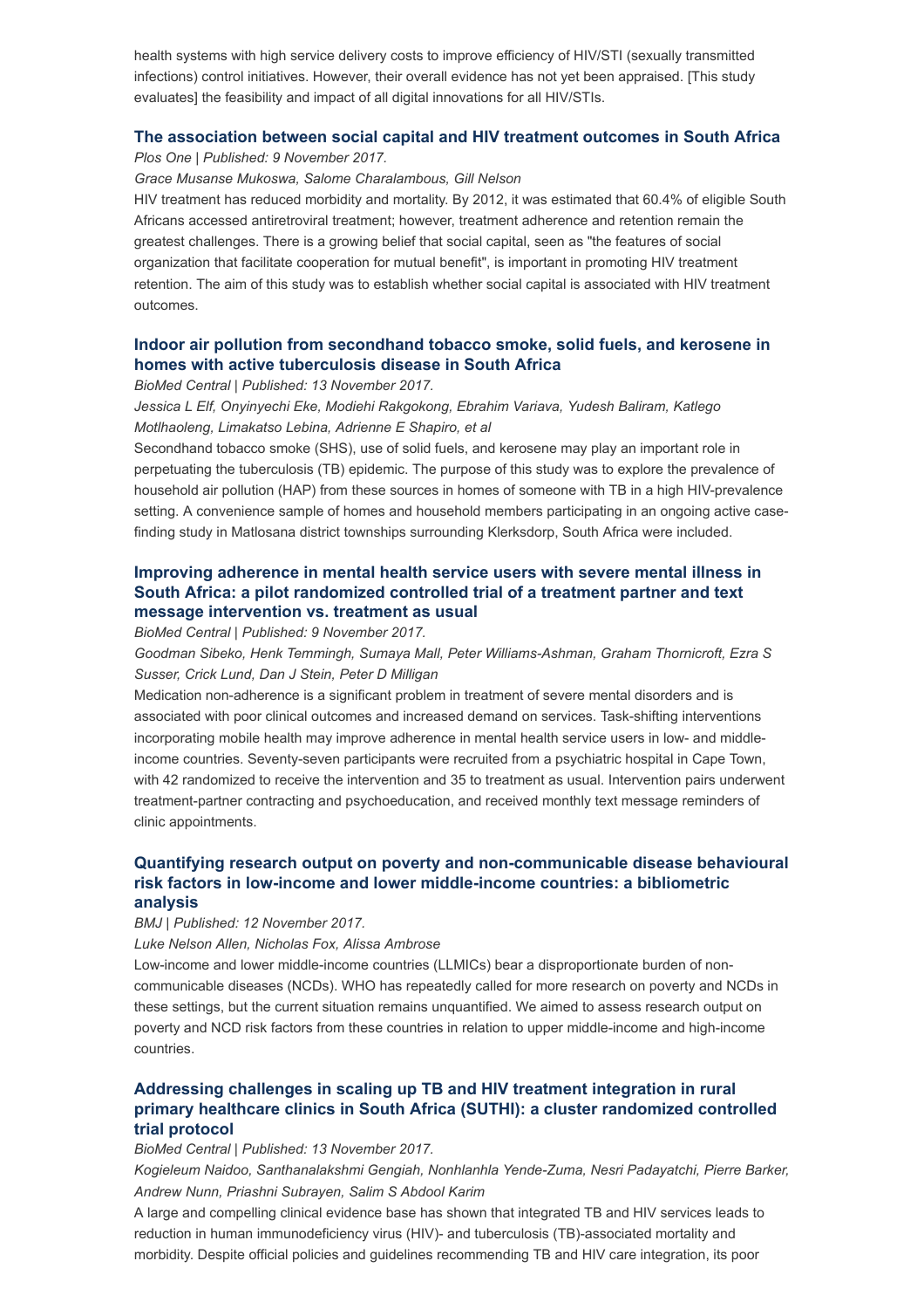health systems with high service delivery costs to improve efficiency of HIV/STI (sexually transmitted infections) control initiatives. However, their overall evidence has not yet been appraised. [This study evaluates] the feasibility and impact of all digital innovations for all HIV/STIs.

### The association between social capital and HIV treatment outcomes in South Africa

*Plos One | Published: 9 November 2017.*

*Grace Musanse Mukoswa, Salome Charalambous, Gill Nelson*

HIV treatment has reduced morbidity and mortality. By 2012, it was estimated that 60.4% of eligible South Africans accessed antiretroviral treatment; however, treatment adherence and retention remain the greatest challenges. There is a growing belief that social capital, seen as "the features of social organization that facilitate cooperation for mutual benefit", is important in promoting HIV treatment retention. The aim of this study was to establish whether social capital is associated with HIV treatment outcomes.

### Indoor air pollution from secondhand tobacco smoke, solid fuels, and kerosene in homes with active tuberculosis disease in South Africa

*BioMed Central | Published: 13 November 2017.*

*Jessica L Elf, Onyinyechi Eke, Modiehi Rakgokong, Ebrahim Variava, Yudesh Baliram, Katlego Motlhaoleng, Limakatso Lebina, Adrienne E Shapiro, et al*

Secondhand tobacco smoke (SHS), use of solid fuels, and kerosene may play an important role in perpetuating the tuberculosis (TB) epidemic. The purpose of this study was to explore the prevalence of household air pollution (HAP) from these sources in homes of someone with TB in a high HIV-prevalence setting. A convenience sample of homes and household members participating in an ongoing active case-finding study in Matlosana district townships surrounding Klerksdorp, South Africa were included.

### Improving adherence in mental health service users with severe mental illness in South Africa: a pilot randomized controlled trial of a treatment partner and text message intervention vs. treatment as usual

*BioMed Central | Published: 9 November 2017.*

*Goodman Sibeko, Henk Temmingh, Sumaya Mall, Peter Williams-Ashman, Graham Thornicroft, Ezra S Susser, Crick Lund, Dan J Stein, Peter D Milligan*

Medication non-adherence is a significant problem in treatment of severe mental disorders and is associated with poor clinical outcomes and increased demand on services. Task-shifting interventions incorporating mobile health may improve adherence in mental health service users in low- and middle-income countries. Seventy-seven participants were recruited from a psychiatric hospital in Cape Town, with 42 randomized to receive the intervention and 35 to treatment as usual. Intervention pairs underwent treatment-partner contracting and psychoeducation, and received monthly text message reminders of clinic appointments.

### Quantifying research output on poverty and non-communicable disease behavioural risk factors in low-income and lower middle-income countries: a bibliometric analysis

*BMJ | Published: 12 November 2017.*

*Luke Nelson Allen, Nicholas Fox, Alissa Ambrose*

Low-income and lower middle-income countries (LLMICs) bear a disproportionate burden of non-communicable diseases (NCDs). WHO has repeatedly called for more research on poverty and NCDs in these settings, but the current situation remains unquantified. We aimed to assess research output on poverty and NCD risk factors from these countries in relation to upper middle-income and high-income countries.

### Addressing challenges in scaling up TB and HIV treatment integration in rural primary healthcare clinics in South Africa (SUTHI): a cluster randomized controlled trial protocol

*BioMed Central | Published: 13 November 2017.*

*Kogieleum Naidoo, Santhanalakshmi Gengiah, Nonhlanhla Yende-Zuma, Nesri Padayatchi, Pierre Barker, Andrew Nunn, Priashni Subrayen, Salim S Abdool Karim*

A large and compelling clinical evidence base has shown that integrated TB and HIV services leads to reduction in human immunodeficiency virus (HIV)- and tuberculosis (TB)-associated mortality and morbidity. Despite official policies and guidelines recommending TB and HIV care integration, its poor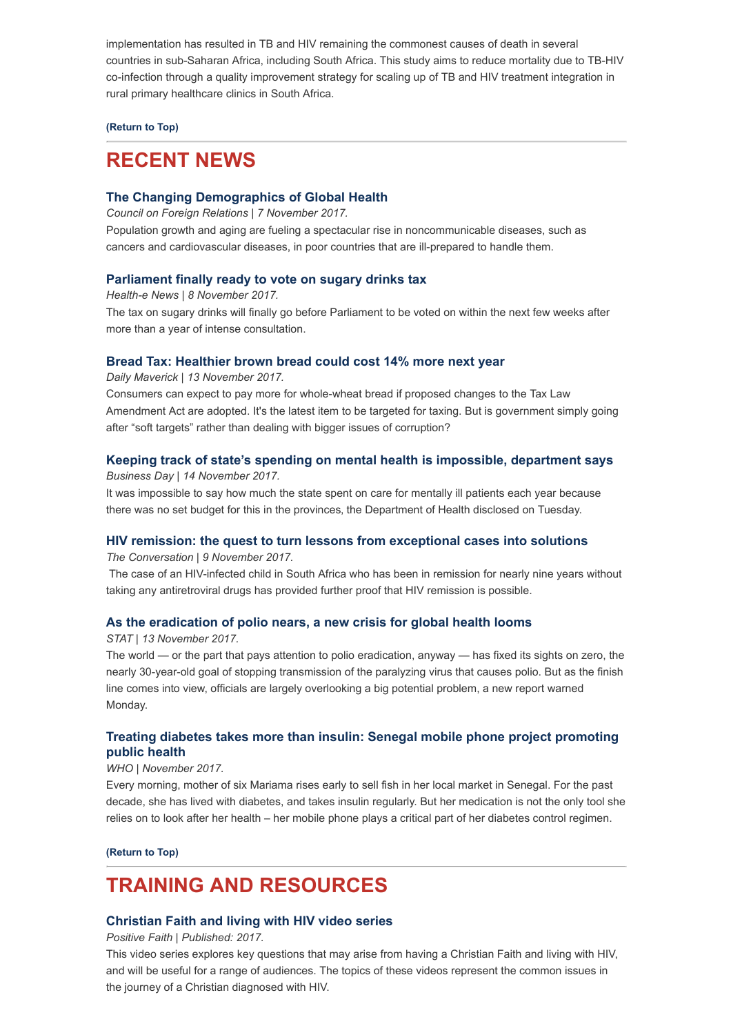implementation has resulted in TB and HIV remaining the commonest causes of death in several countries in sub-Saharan Africa, including South Africa. This study aims to reduce mortality due to TB-HIV co-infection through a quality improvement strategy for scaling up of TB and HIV treatment integration in rural primary healthcare clinics in South Africa.

**(Return to Top)**

## RECENT NEWS

### The Changing Demographics of Global Health

*Council on Foreign Relations | 7 November 2017.*

Population growth and aging are fueling a spectacular rise in noncommunicable diseases, such as cancers and cardiovascular diseases, in poor countries that are ill-prepared to handle them.

### Parliament finally ready to vote on sugary drinks tax

*Health-e News | 8 November 2017.*

The tax on sugary drinks will finally go before Parliament to be voted on within the next few weeks after more than a year of intense consultation.

### Bread Tax: Healthier brown bread could cost 14% more next year

*Daily Maverick | 13 November 2017.*

Consumers can expect to pay more for whole-wheat bread if proposed changes to the Tax Law Amendment Act are adopted. It's the latest item to be targeted for taxing. But is government simply going after "soft targets" rather than dealing with bigger issues of corruption?

### Keeping track of state's spending on mental health is impossible, department says

*Business Day | 14 November 2017.*

It was impossible to say how much the state spent on care for mentally ill patients each year because there was no set budget for this in the provinces, the Department of Health disclosed on Tuesday.

### HIV remission: the quest to turn lessons from exceptional cases into solutions

*The Conversation | 9 November 2017.*

The case of an HIV-infected child in South Africa who has been in remission for nearly nine years without taking any antiretroviral drugs has provided further proof that HIV remission is possible.

### As the eradication of polio nears, a new crisis for global health looms

*STAT | 13 November 2017.*

The world — or the part that pays attention to polio eradication, anyway — has fixed its sights on zero, the nearly 30-year-old goal of stopping transmission of the paralyzing virus that causes polio. But as the finish line comes into view, officials are largely overlooking a big potential problem, a new report warned Monday.

### Treating diabetes takes more than insulin: Senegal mobile phone project promoting public health

*WHO | November 2017.*

Every morning, mother of six Mariama rises early to sell fish in her local market in Senegal. For the past decade, she has lived with diabetes, and takes insulin regularly. But her medication is not the only tool she relies on to look after her health – her mobile phone plays a critical part of her diabetes control regimen.

**(Return to Top)**

## TRAINING AND RESOURCES

### Christian Faith and living with HIV video series

*Positive Faith | Published: 2017.*

This video series explores key questions that may arise from having a Christian Faith and living with HIV, and will be useful for a range of audiences. The topics of these videos represent the common issues in the journey of a Christian diagnosed with HIV.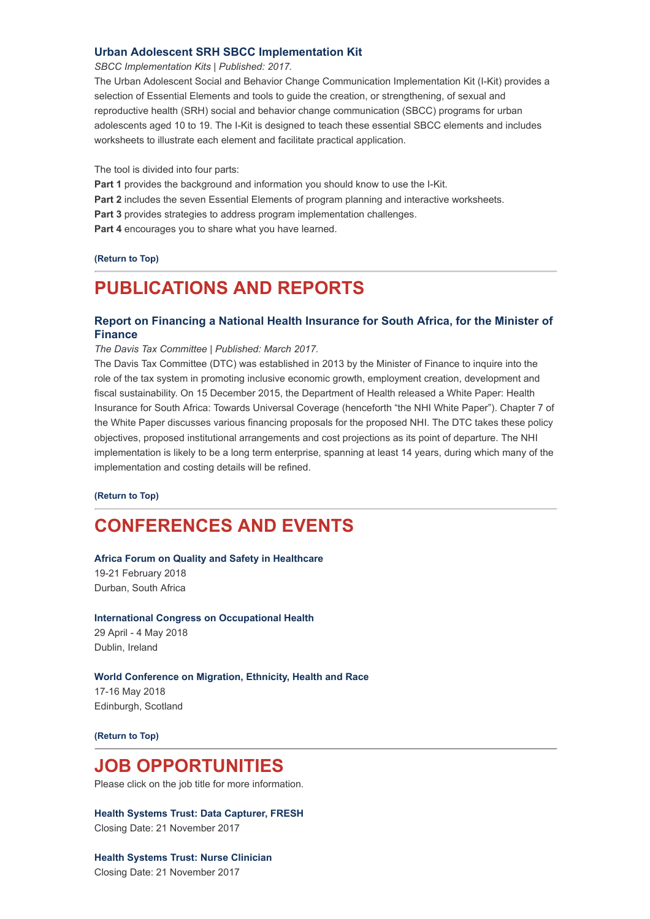### Urban Adolescent SRH SBCC Implementation Kit

*SBCC Implementation Kits | Published: 2017.*

The Urban Adolescent Social and Behavior Change Communication Implementation Kit (I-Kit) provides a selection of Essential Elements and tools to guide the creation, or strengthening, of sexual and reproductive health (SRH) social and behavior change communication (SBCC) programs for urban adolescents aged 10 to 19. The I-Kit is designed to teach these essential SBCC elements and includes worksheets to illustrate each element and facilitate practical application.

The tool is divided into four parts:

**Part 1** provides the background and information you should know to use the I-Kit.
**Part 2** includes the seven Essential Elements of program planning and interactive worksheets.
**Part 3** provides strategies to address program implementation challenges.
**Part 4** encourages you to share what you have learned.

**(Return to Top)**

## PUBLICATIONS AND REPORTS

### Report on Financing a National Health Insurance for South Africa, for the Minister of Finance

*The Davis Tax Committee | Published: March 2017.*

The Davis Tax Committee (DTC) was established in 2013 by the Minister of Finance to inquire into the role of the tax system in promoting inclusive economic growth, employment creation, development and fiscal sustainability. On 15 December 2015, the Department of Health released a White Paper: Health Insurance for South Africa: Towards Universal Coverage (henceforth "the NHI White Paper"). Chapter 7 of the White Paper discusses various financing proposals for the proposed NHI. The DTC takes these policy objectives, proposed institutional arrangements and cost projections as its point of departure. The NHI implementation is likely to be a long term enterprise, spanning at least 14 years, during which many of the implementation and costing details will be refined.

**(Return to Top)**

## CONFERENCES AND EVENTS

**Africa Forum on Quality and Safety in Healthcare**
19-21 February 2018
Durban, South Africa

**International Congress on Occupational Health**
29 April - 4 May 2018
Dublin, Ireland

**World Conference on Migration, Ethnicity, Health and Race**
17-16 May 2018
Edinburgh, Scotland

**(Return to Top)**

## JOB OPPORTUNITIES

Please click on the job title for more information.

**Health Systems Trust: Data Capturer, FRESH**
Closing Date: 21 November 2017

**Health Systems Trust: Nurse Clinician**
Closing Date: 21 November 2017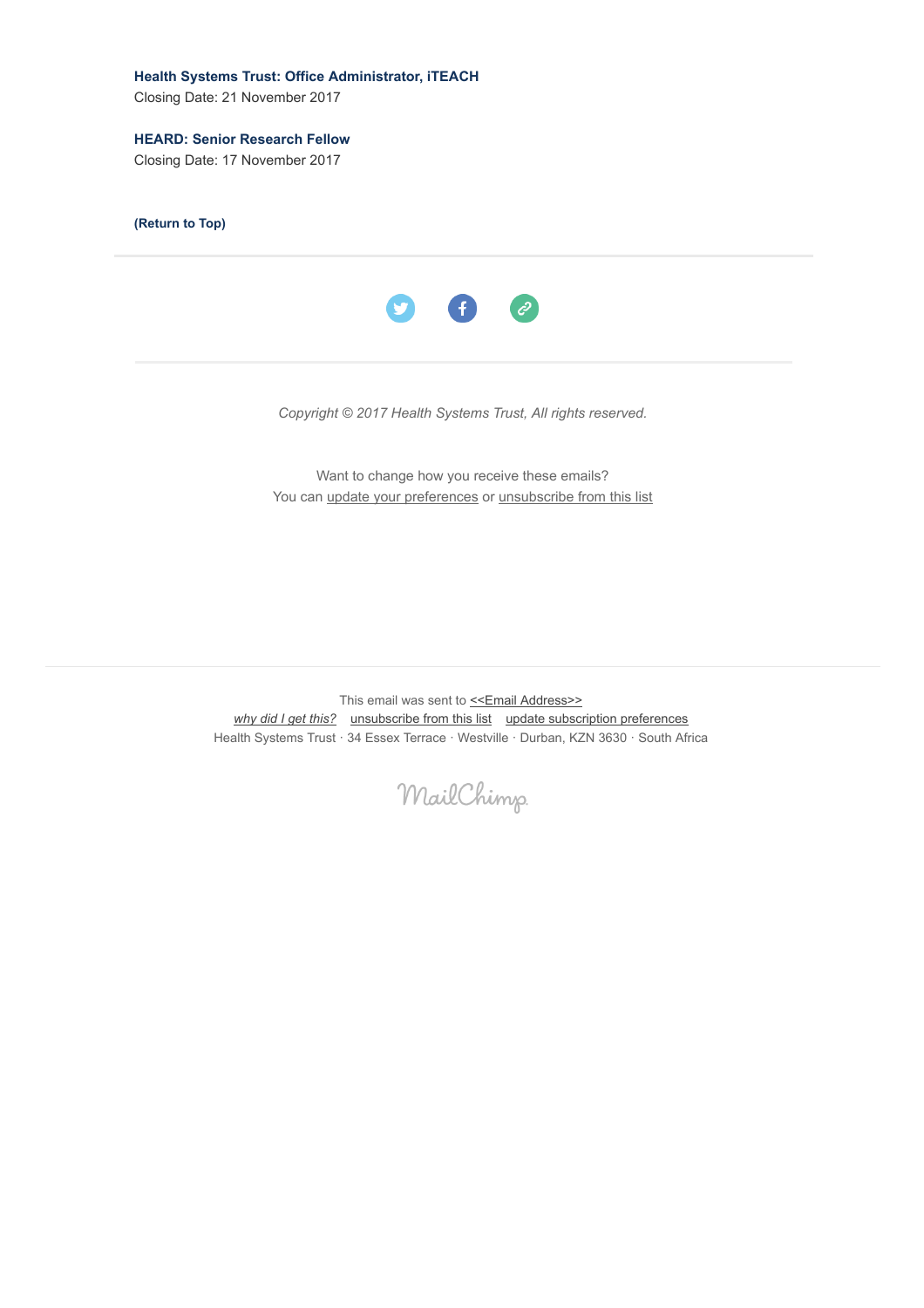**Health Systems Trust: Office Administrator, iTEACH**
Closing Date: 21 November 2017

**HEARD: Senior Research Fellow**
Closing Date: 17 November 2017

**(Return to Top)**

*Copyright © 2017 Health Systems Trust, All rights reserved.*

Want to change how you receive these emails?
You can update your preferences or unsubscribe from this list

This email was sent to <<Email Address>>
*why did I get this?* unsubscribe from this list update subscription preferences
Health Systems Trust · 34 Essex Terrace · Westville · Durban, KZN 3630 · South Africa

MailChimp